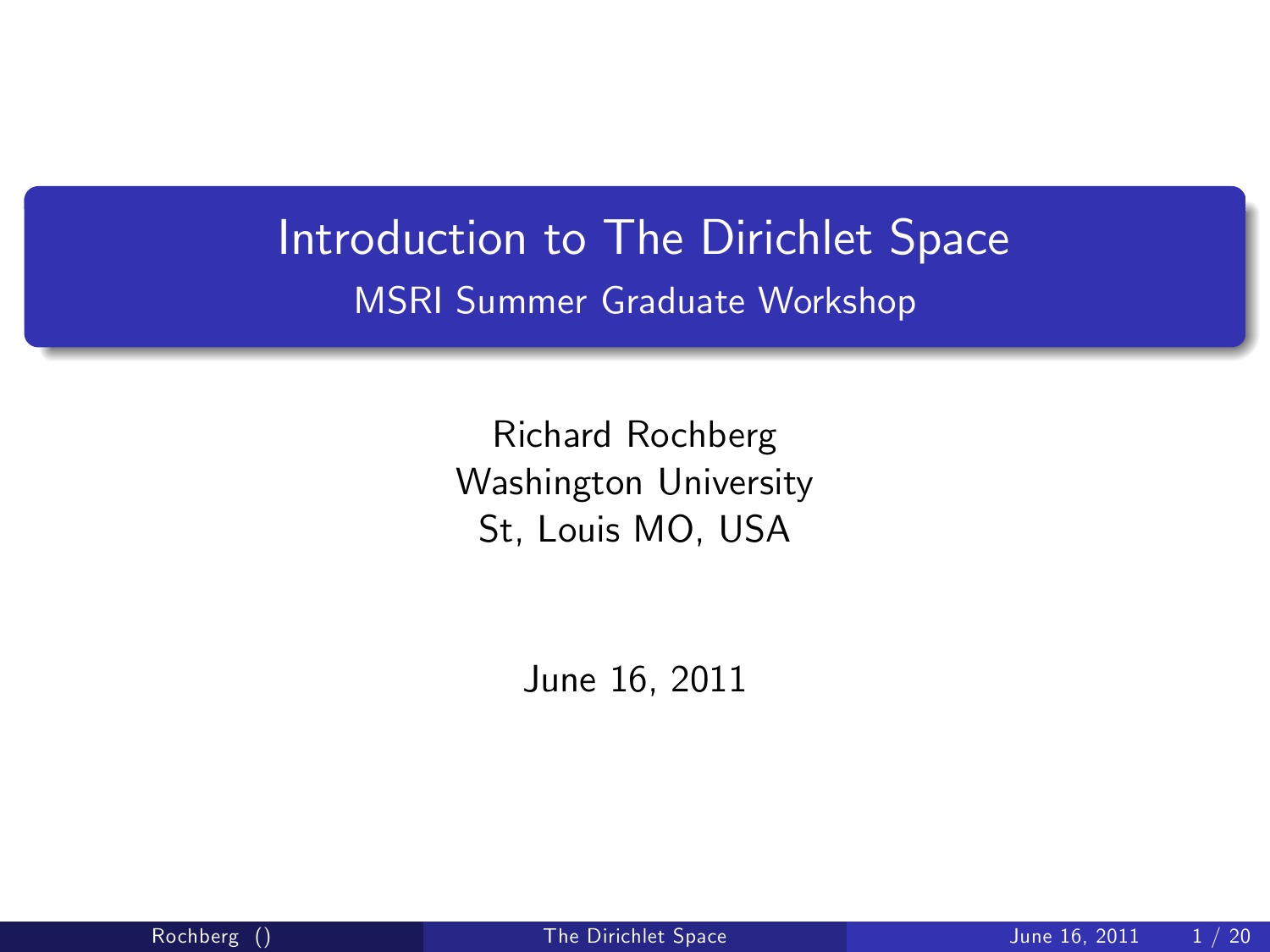# Introduction to The Dirichlet Space

## MSRI Summer Graduate Workshop

Richard Rochberg
Washington University
St, Louis MO, USA

June 16, 2011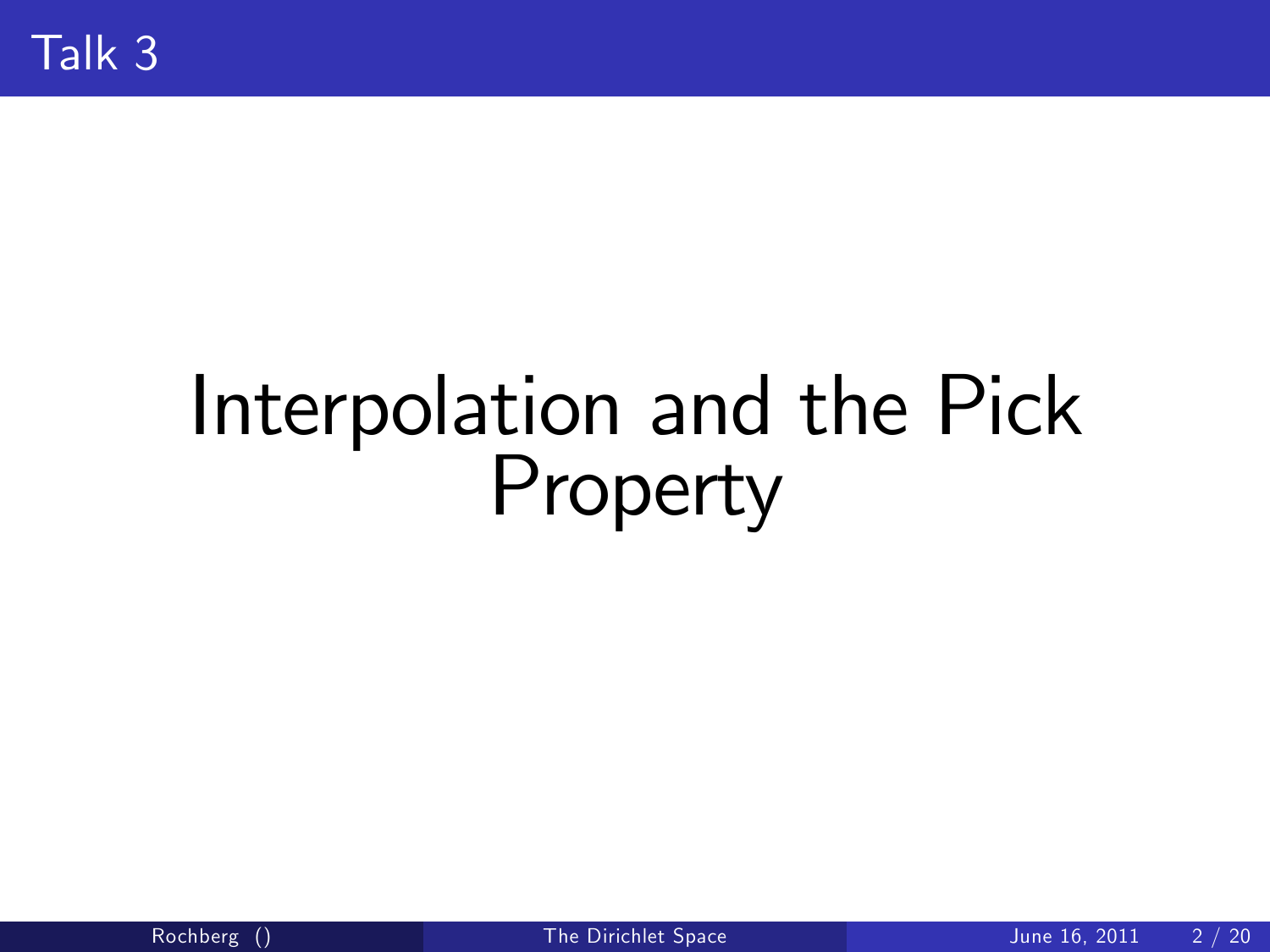# Talk 3

## Interpolation and the Pick Property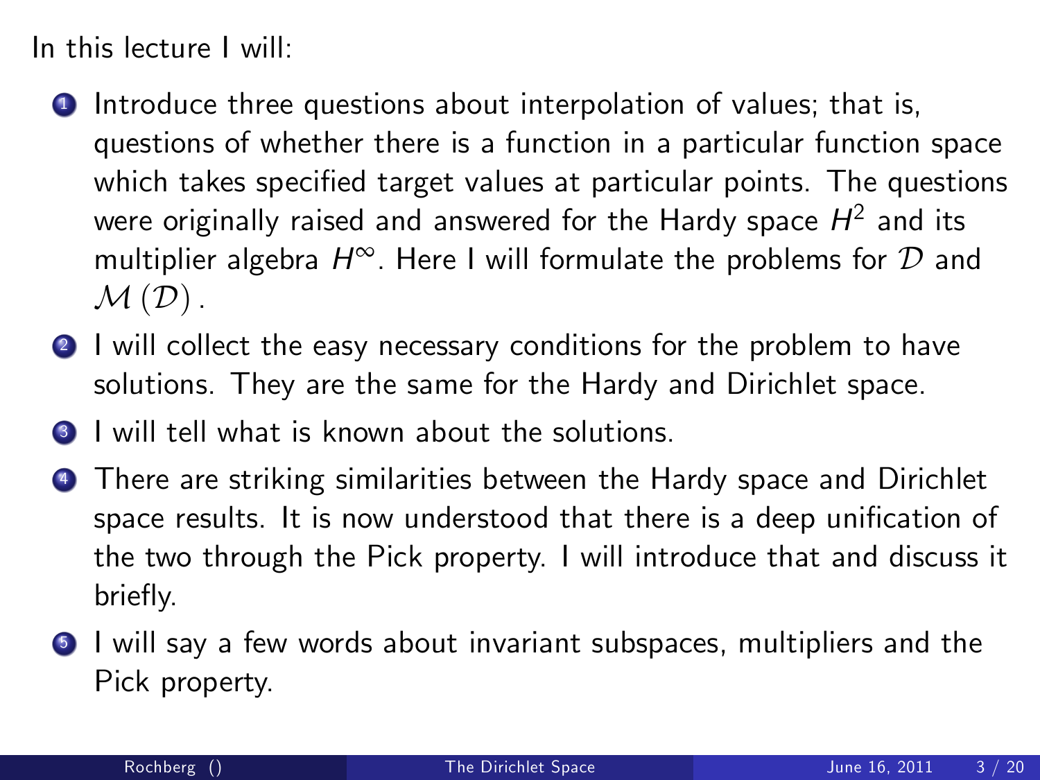In this lecture I will:

1. Introduce three questions about interpolation of values; that is, questions of whether there is a function in a particular function space which takes specified target values at particular points. The questions were originally raised and answered for the Hardy space $H^2$ and its multiplier algebra $H^\infty$. Here I will formulate the problems for $\mathcal{D}$ and $\mathcal{M}(\mathcal{D})$.
2. I will collect the easy necessary conditions for the problem to have solutions. They are the same for the Hardy and Dirichlet space.
3. I will tell what is known about the solutions.
4. There are striking similarities between the Hardy space and Dirichlet space results. It is now understood that there is a deep unification of the two through the Pick property. I will introduce that and discuss it briefly.
5. I will say a few words about invariant subspaces, multipliers and the Pick property.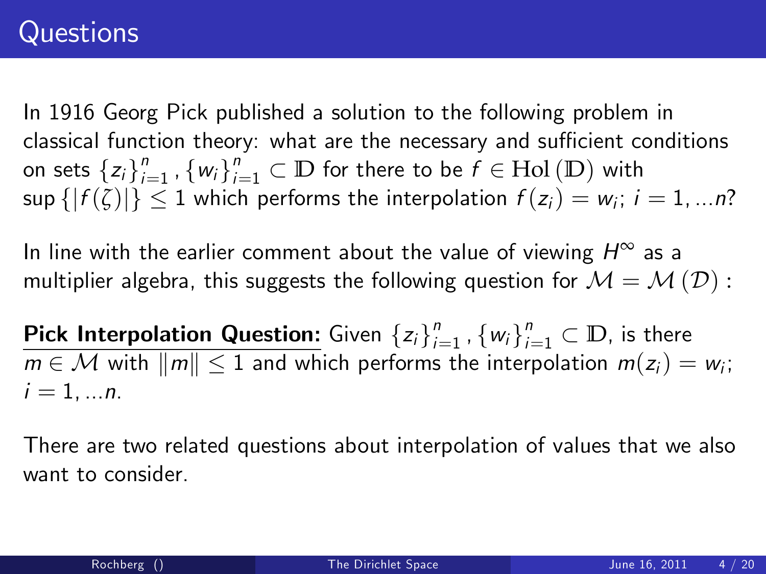# Questions

In 1916 Georg Pick published a solution to the following problem in classical function theory: what are the necessary and sufficient conditions on sets $\{z_i\}_{i=1}^n, \{w_i\}_{i=1}^n \subset \mathbb{D}$ for there to be $f \in \mathrm{Hol}(\mathbb{D})$ with $\sup\{|f(\zeta)|\} \leq 1$ which performs the interpolation $f(z_i) = w_i$; $i = 1, ...n$?

In line with the earlier comment about the value of viewing $H^\infty$ as a multiplier algebra, this suggests the following question for $\mathcal{M} = \mathcal{M}(\mathcal{D})$ :

**Pick Interpolation Question:** Given $\{z_i\}_{i=1}^n, \{w_i\}_{i=1}^n \subset \mathbb{D}$, is there $m \in \mathcal{M}$ with $\|m\| \leq 1$ and which performs the interpolation $m(z_i) = w_i$; $i = 1, ...n$.

There are two related questions about interpolation of values that we also want to consider.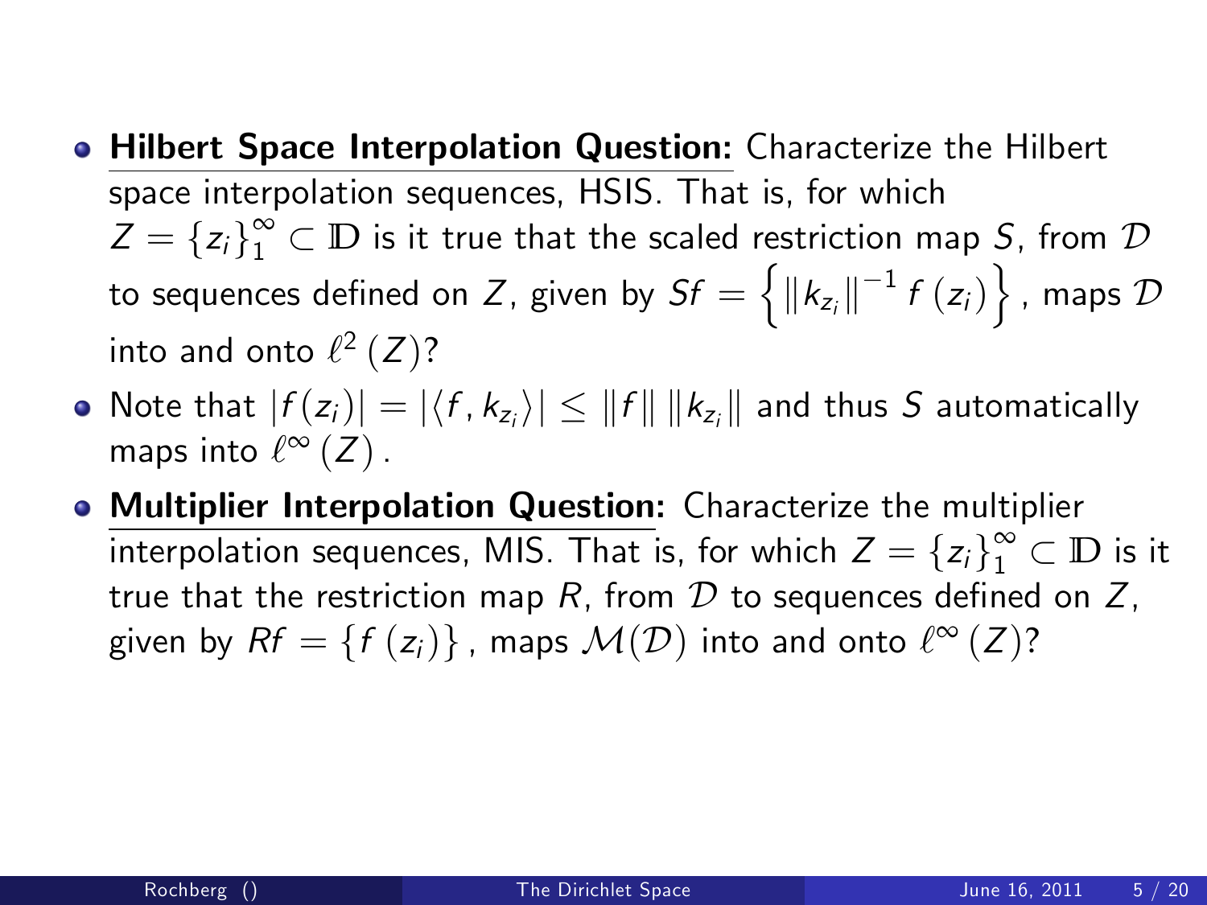- **Hilbert Space Interpolation Question:** Characterize the Hilbert space interpolation sequences, HSIS. That is, for which $Z = \{z_i\}_1^\infty \subset \mathbb{D}$ is it true that the scaled restriction map $S$, from $\mathcal{D}$ to sequences defined on $Z$, given by $Sf = \left\{ \|k_{z_i}\|^{-1} f(z_i) \right\}$, maps $\mathcal{D}$ into and onto $\ell^2(Z)$?
- Note that $|f(z_i)| = |\langle f, k_{z_i} \rangle| \leq \|f\| \|k_{z_i}\|$ and thus $S$ automatically maps into $\ell^\infty(Z)$.
- **Multiplier Interpolation Question:** Characterize the multiplier interpolation sequences, MIS. That is, for which $Z = \{z_i\}_1^\infty \subset \mathbb{D}$ is it true that the restriction map $R$, from $\mathcal{D}$ to sequences defined on $Z$, given by $Rf = \{f(z_i)\}$, maps $\mathcal{M}(\mathcal{D})$ into and onto $\ell^\infty(Z)$?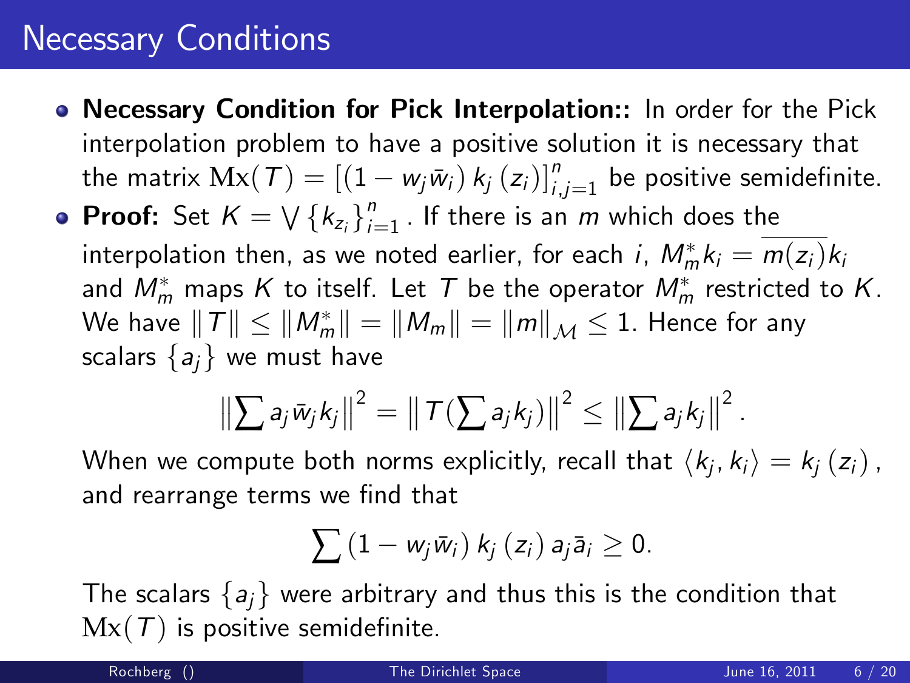# Necessary Conditions

- **Necessary Condition for Pick Interpolation::** In order for the Pick interpolation problem to have a positive solution it is necessary that the matrix $\mathrm{Mx}(T) = \left[ (1 - w_j \bar{w}_i)\, k_j(z_i) \right]_{i,j=1}^{n}$ be positive semidefinite.
- **Proof:** Set $K = \bigvee \{k_{z_i}\}_{i=1}^{n}$. If there is an $m$ which does the interpolation then, as we noted earlier, for each $i$, $M_m^* k_i = \overline{m(z_i)} k_i$ and $M_m^*$ maps $K$ to itself. Let $T$ be the operator $M_m^*$ restricted to $K$. We have $\|T\| \leq \|M_m^*\| = \|M_m\| = \|m\|_{\mathcal{M}} \leq 1$. Hence for any scalars $\{a_j\}$ we must have

$$\left\| \sum a_j \bar{w}_j k_j \right\|^2 = \left\| T(\sum a_j k_j) \right\|^2 \leq \left\| \sum a_j k_j \right\|^2.$$

When we compute both norms explicitly, recall that $\langle k_j, k_i \rangle = k_j(z_i)$, and rearrange terms we find that

$$\sum (1 - w_j \bar{w}_i)\, k_j(z_i)\, a_j \bar{a}_i \geq 0.$$

The scalars $\{a_j\}$ were arbitrary and thus this is the condition that $\mathrm{Mx}(T)$ is positive semidefinite.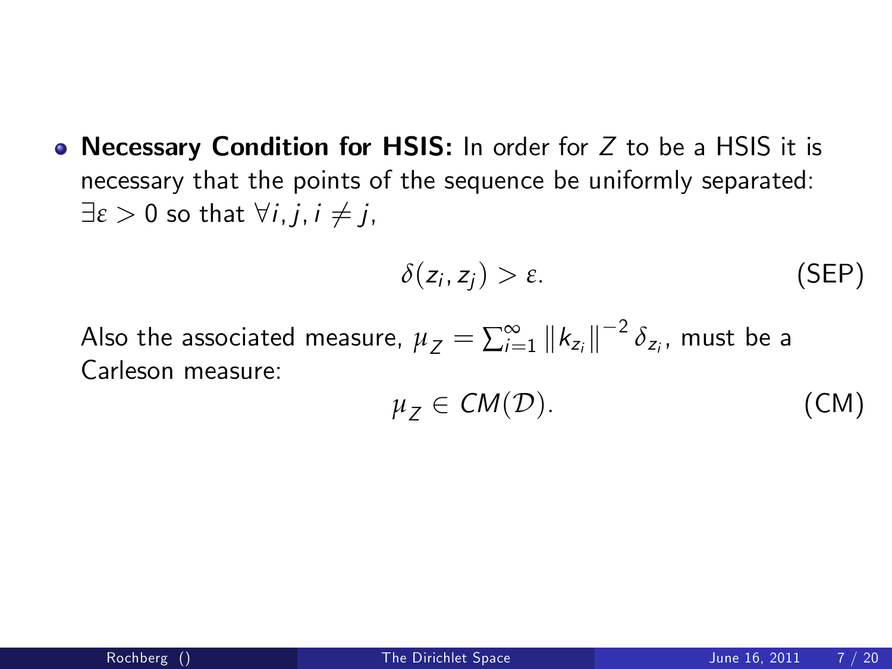- **Necessary Condition for HSIS:** In order for $Z$ to be a HSIS it is necessary that the points of the sequence be uniformly separated: $\exists \varepsilon > 0$ so that $\forall i, j, i \neq j$,

$$\delta(z_i, z_j) > \varepsilon. \tag{SEP}$$

  Also the associated measure, $\mu_Z = \sum_{i=1}^{\infty} \left\| k_{z_i} \right\|^{-2} \delta_{z_i}$, must be a Carleson measure:

$$\mu_Z \in CM(\mathcal{D}). \tag{CM}$$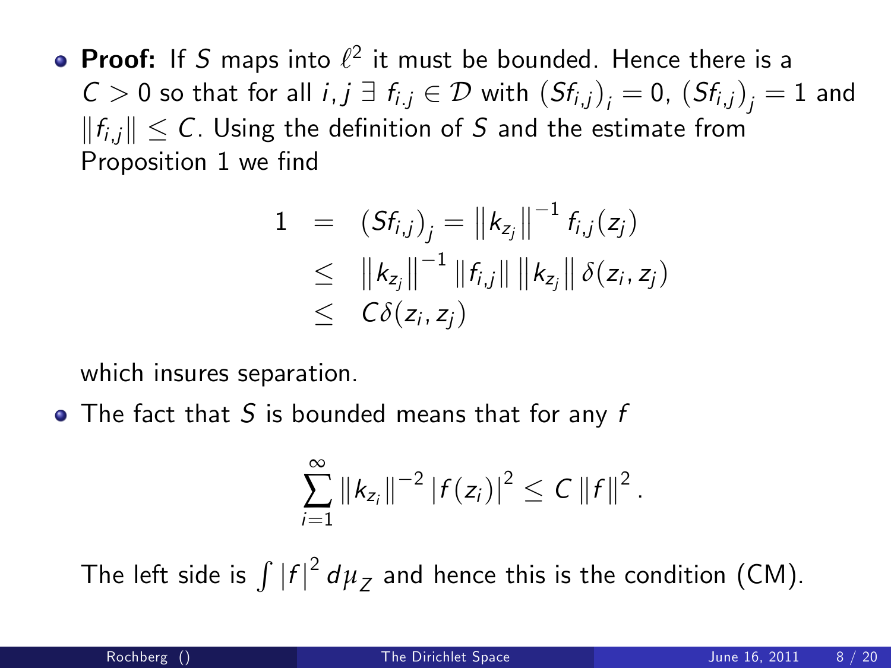- **Proof:** If $S$ maps into $\ell^2$ it must be bounded. Hence there is a $C > 0$ so that for all $i, j \ \exists \ f_{i.j} \in \mathcal{D}$ with $(Sf_{i,j})_i = 0$, $(Sf_{i,j})_j = 1$ and $\|f_{i,j}\| \leq C$. Using the definition of $S$ and the estimate from Proposition 1 we find

$$
\begin{aligned}
1 &= (Sf_{i,j})_j = \|k_{z_j}\|^{-1} f_{i,j}(z_j) \\
&\leq \|k_{z_j}\|^{-1} \|f_{i,j}\| \|k_{z_j}\| \delta(z_i, z_j) \\
&\leq C\delta(z_i, z_j)
\end{aligned}
$$

  which insures separation.

- The fact that $S$ is bounded means that for any $f$

$$
\sum_{i=1}^{\infty} \|k_{z_i}\|^{-2} |f(z_i)|^2 \leq C \|f\|^2 .
$$

  The left side is $\int |f|^2 \, d\mu_Z$ and hence this is the condition (CM).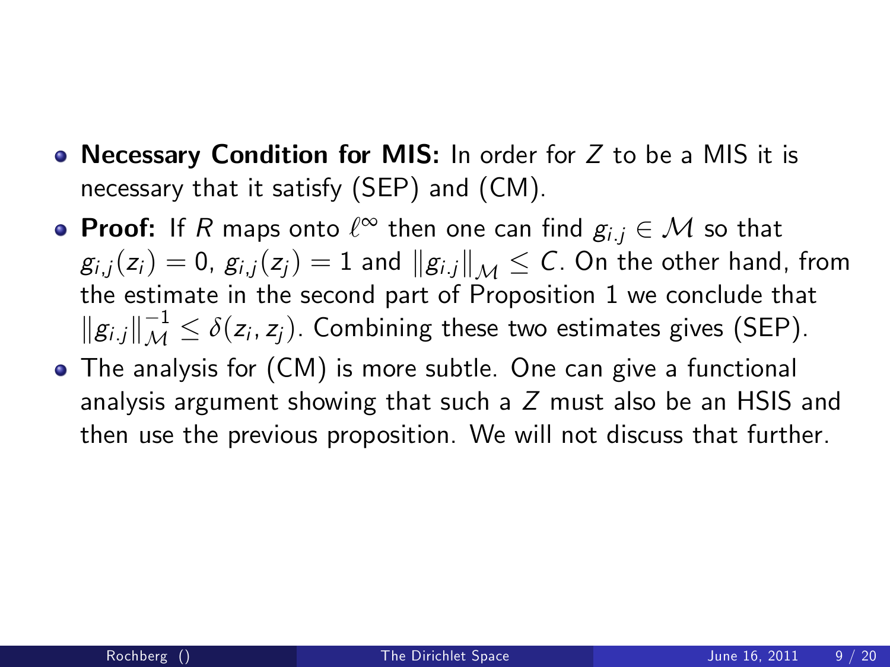- **Necessary Condition for MIS:** In order for $Z$ to be a MIS it is necessary that it satisfy (SEP) and (CM).
- **Proof:** If $R$ maps onto $\ell^\infty$ then one can find $g_{i.j} \in \mathcal{M}$ so that $g_{i,j}(z_i) = 0$, $g_{i,j}(z_j) = 1$ and $\|g_{i.j}\|_{\mathcal{M}} \leq C$. On the other hand, from the estimate in the second part of Proposition 1 we conclude that $\|g_{i.j}\|_{\mathcal{M}}^{-1} \leq \delta(z_i, z_j)$. Combining these two estimates gives (SEP).
- The analysis for (CM) is more subtle. One can give a functional analysis argument showing that such a $Z$ must also be an HSIS and then use the previous proposition. We will not discuss that further.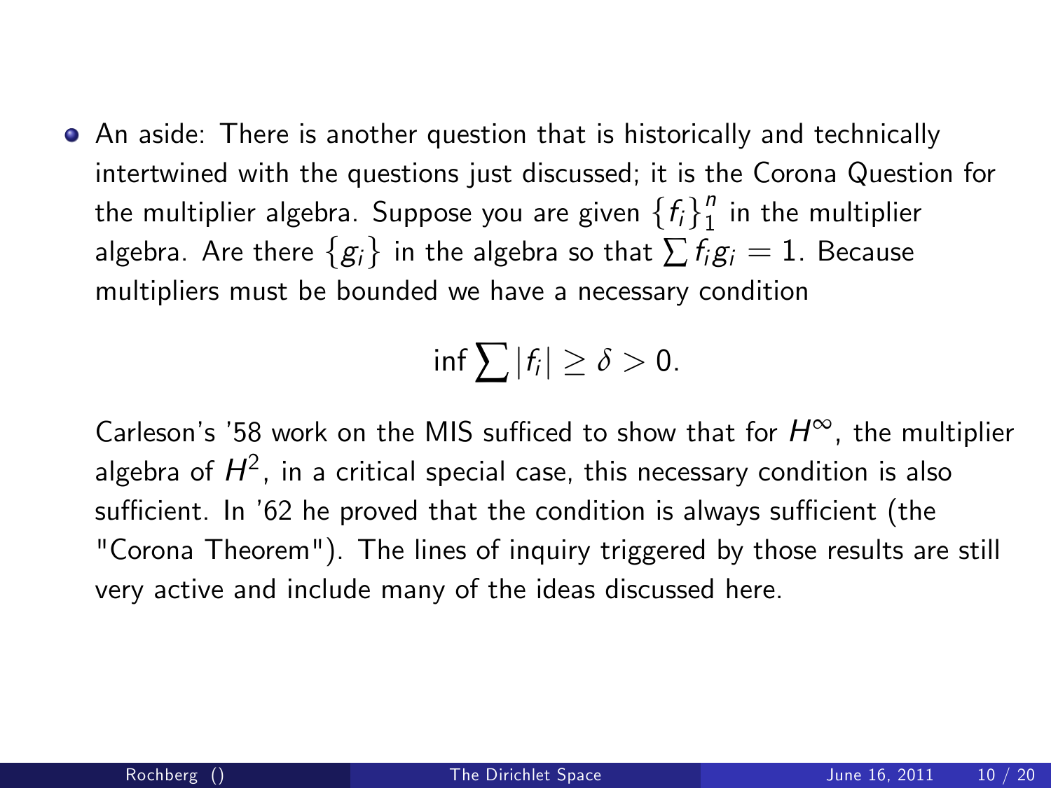- An aside: There is another question that is historically and technically intertwined with the questions just discussed; it is the Corona Question for the multiplier algebra. Suppose you are given $\{f_i\}_1^n$ in the multiplier algebra. Are there $\{g_i\}$ in the algebra so that $\sum f_i g_i = 1$. Because multipliers must be bounded we have a necessary condition

$$\inf \sum |f_i| \geq \delta > 0.$$

Carleson's '58 work on the MIS sufficed to show that for $H^\infty$, the multiplier algebra of $H^2$, in a critical special case, this necessary condition is also sufficient. In '62 he proved that the condition is always sufficient (the "Corona Theorem"). The lines of inquiry triggered by those results are still very active and include many of the ideas discussed here.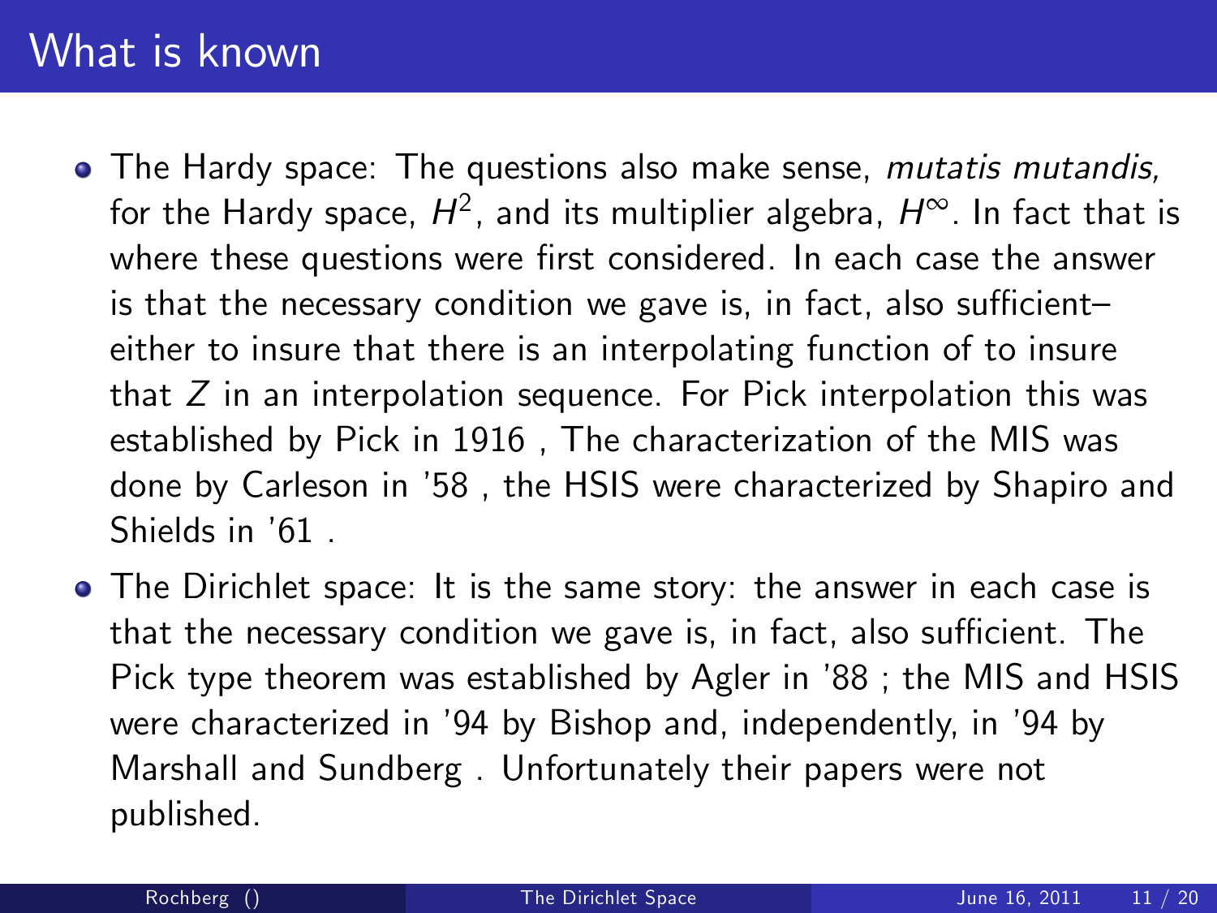# What is known

- The Hardy space: The questions also make sense, *mutatis mutandis,* for the Hardy space, $H^2$, and its multiplier algebra, $H^\infty$. In fact that is where these questions were first considered. In each case the answer is that the necessary condition we gave is, in fact, also sufficient– either to insure that there is an interpolating function of to insure that $Z$ in an interpolation sequence. For Pick interpolation this was established by Pick in 1916 , The characterization of the MIS was done by Carleson in '58 , the HSIS were characterized by Shapiro and Shields in '61 .
- The Dirichlet space: It is the same story: the answer in each case is that the necessary condition we gave is, in fact, also sufficient. The Pick type theorem was established by Agler in '88 ; the MIS and HSIS were characterized in '94 by Bishop and, independently, in '94 by Marshall and Sundberg . Unfortunately their papers were not published.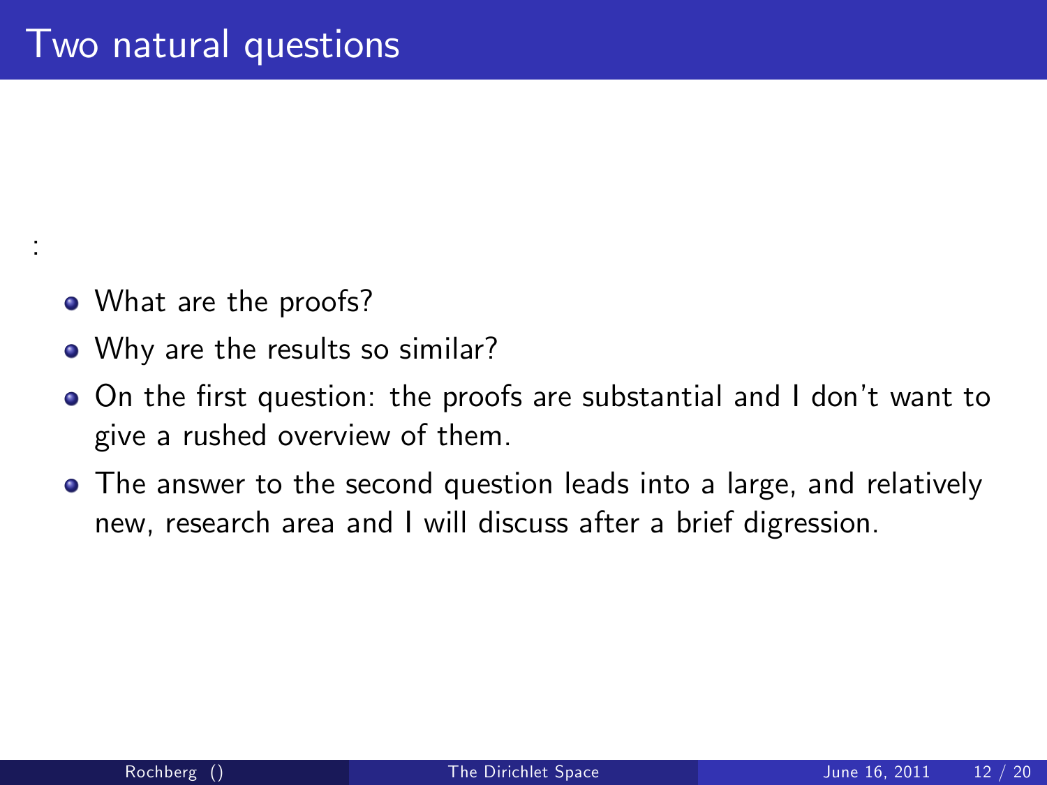# Two natural questions

:

- What are the proofs?
- Why are the results so similar?
- On the first question: the proofs are substantial and I don't want to give a rushed overview of them.
- The answer to the second question leads into a large, and relatively new, research area and I will discuss after a brief digression.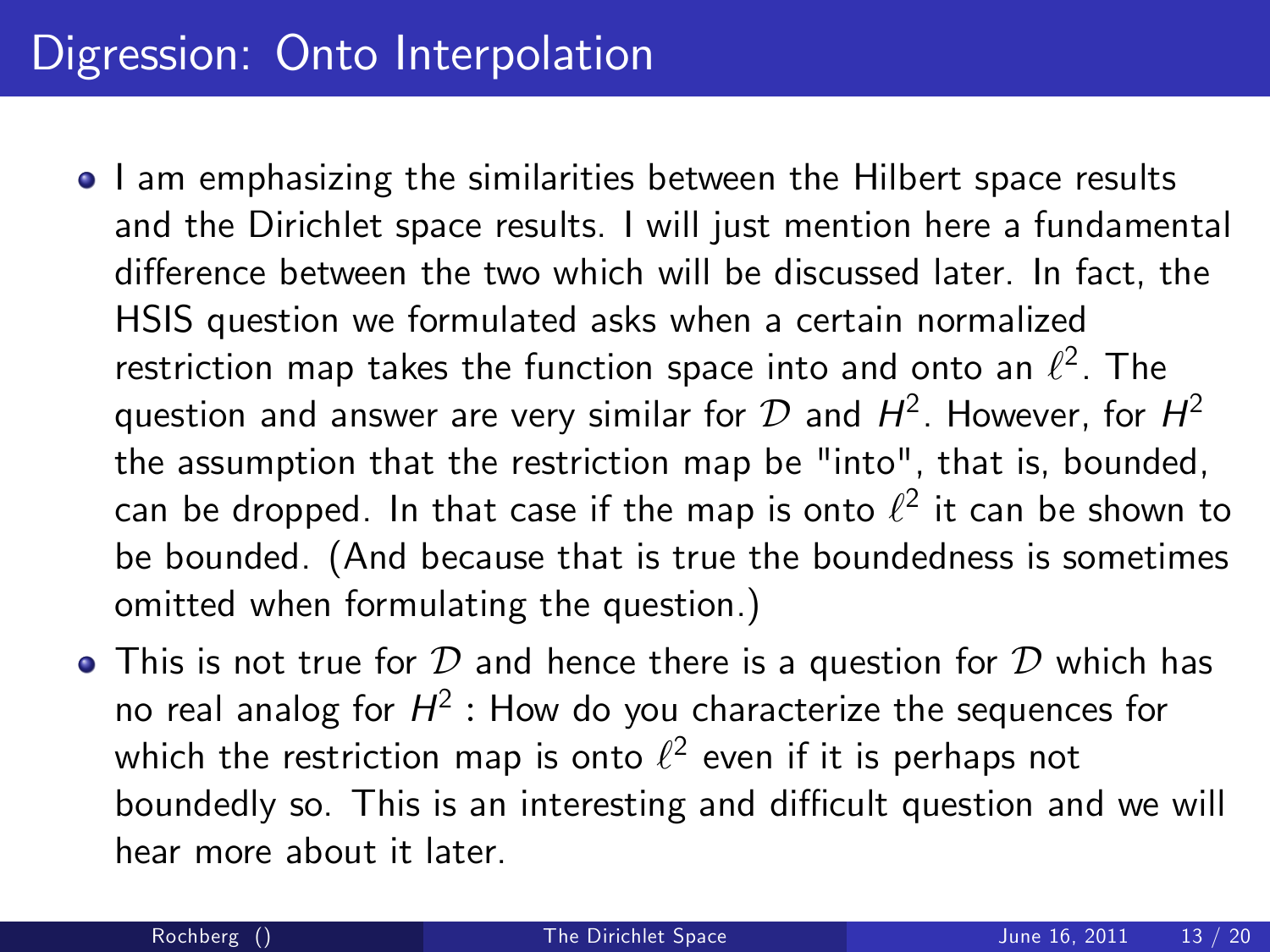# Digression: Onto Interpolation

- I am emphasizing the similarities between the Hilbert space results and the Dirichlet space results. I will just mention here a fundamental difference between the two which will be discussed later. In fact, the HSIS question we formulated asks when a certain normalized restriction map takes the function space into and onto an $\ell^2$. The question and answer are very similar for $\mathcal{D}$ and $H^2$. However, for $H^2$ the assumption that the restriction map be "into", that is, bounded, can be dropped. In that case if the map is onto $\ell^2$ it can be shown to be bounded. (And because that is true the boundedness is sometimes omitted when formulating the question.)
- This is not true for $\mathcal{D}$ and hence there is a question for $\mathcal{D}$ which has no real analog for $H^2$ : How do you characterize the sequences for which the restriction map is onto $\ell^2$ even if it is perhaps not boundedly so. This is an interesting and difficult question and we will hear more about it later.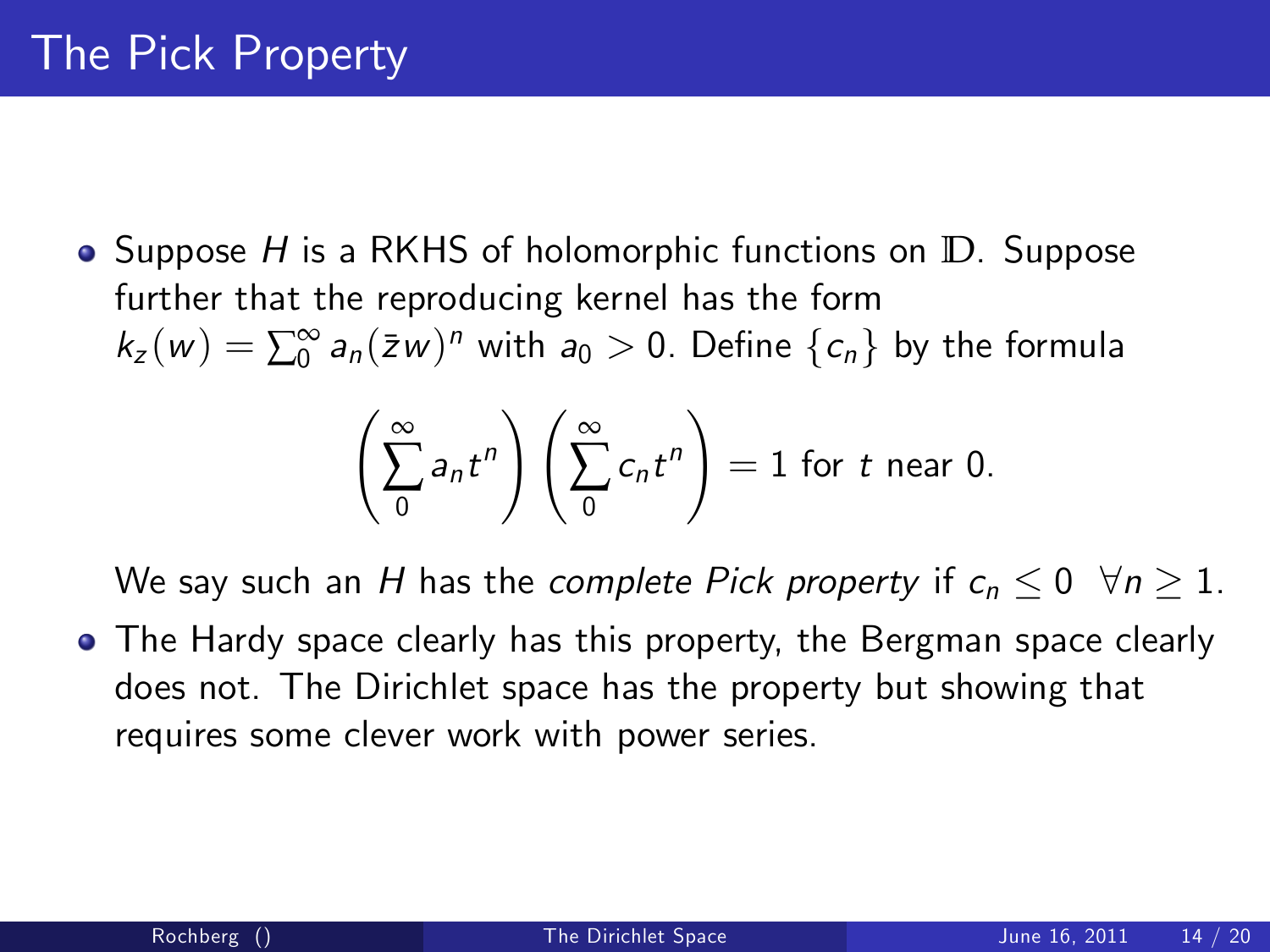# The Pick Property

- Suppose $H$ is a RKHS of holomorphic functions on $\mathbb{D}$. Suppose further that the reproducing kernel has the form $k_z(w) = \sum_0^\infty a_n (\bar{z}w)^n$ with $a_0 > 0$. Define $\{c_n\}$ by the formula

$$\left(\sum_0^\infty a_n t^n\right)\left(\sum_0^\infty c_n t^n\right) = 1 \text{ for } t \text{ near } 0.$$

  We say such an $H$ has the *complete Pick property* if $c_n \leq 0 \ \ \forall n \geq 1$.

- The Hardy space clearly has this property, the Bergman space clearly does not. The Dirichlet space has the property but showing that requires some clever work with power series.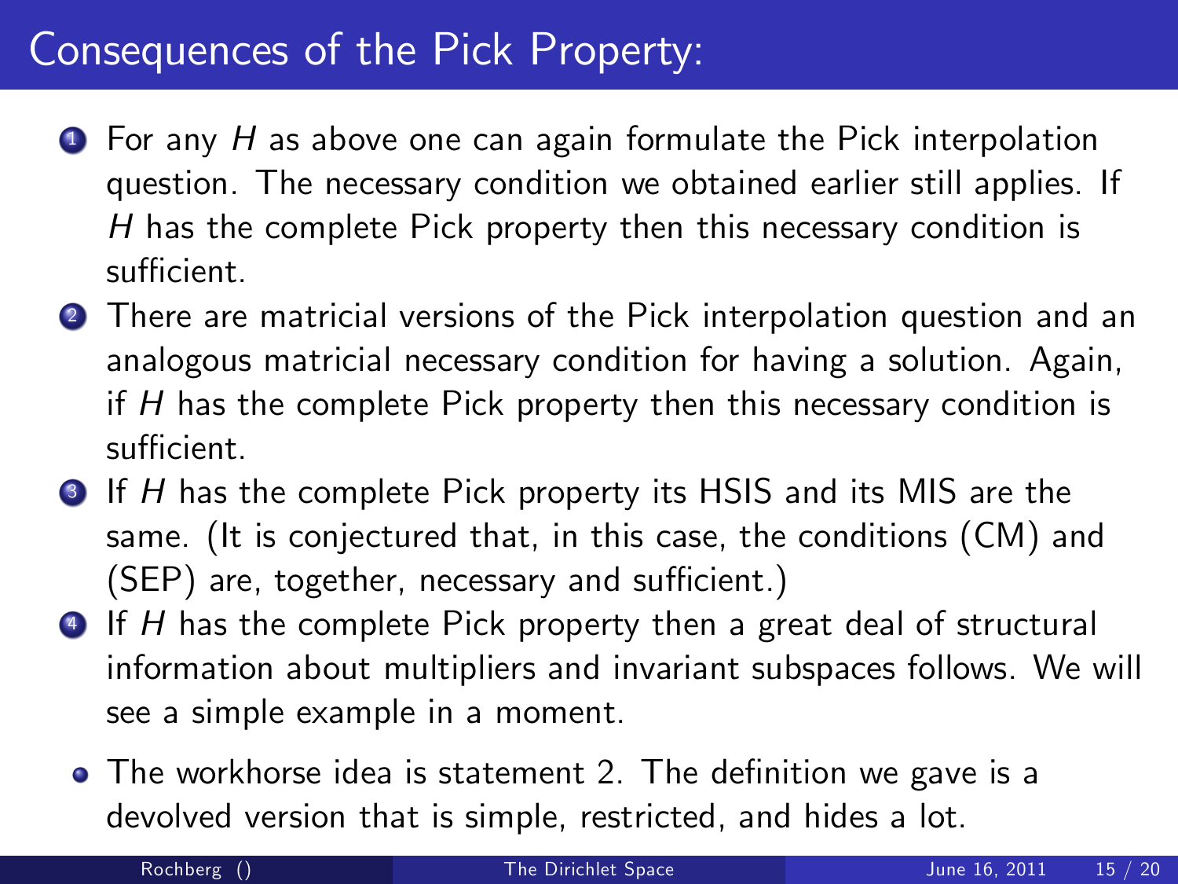# Consequences of the Pick Property:

1. For any $H$ as above one can again formulate the Pick interpolation question. The necessary condition we obtained earlier still applies. If $H$ has the complete Pick property then this necessary condition is sufficient.
2. There are matricial versions of the Pick interpolation question and an analogous matricial necessary condition for having a solution. Again, if $H$ has the complete Pick property then this necessary condition is sufficient.
3. If $H$ has the complete Pick property its HSIS and its MIS are the same. (It is conjectured that, in this case, the conditions (CM) and (SEP) are, together, necessary and sufficient.)
4. If $H$ has the complete Pick property then a great deal of structural information about multipliers and invariant subspaces follows. We will see a simple example in a moment.

- The workhorse idea is statement 2. The definition we gave is a devolved version that is simple, restricted, and hides a lot.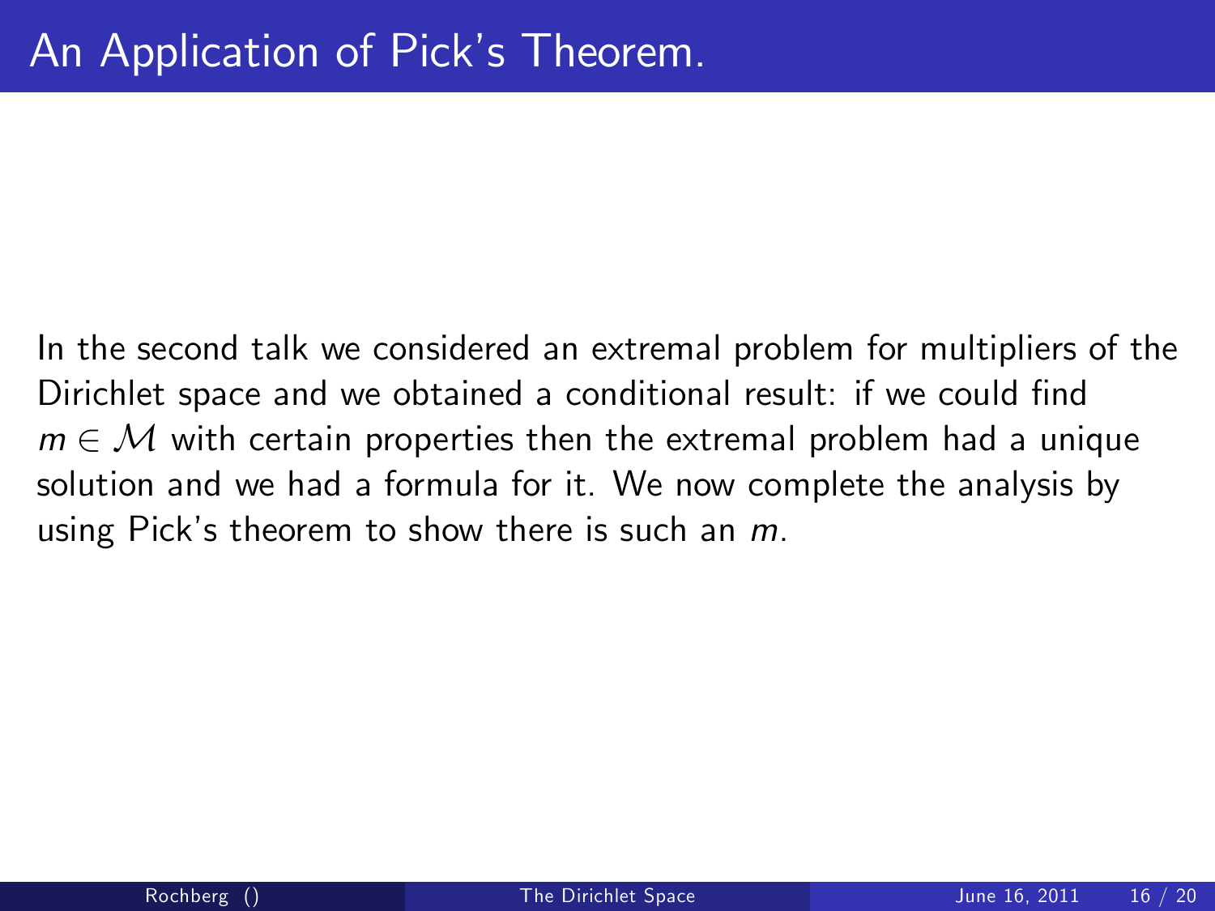# An Application of Pick's Theorem.

In the second talk we considered an extremal problem for multipliers of the Dirichlet space and we obtained a conditional result: if we could find $m \in \mathcal{M}$ with certain properties then the extremal problem had a unique solution and we had a formula for it. We now complete the analysis by using Pick's theorem to show there is such an $m$.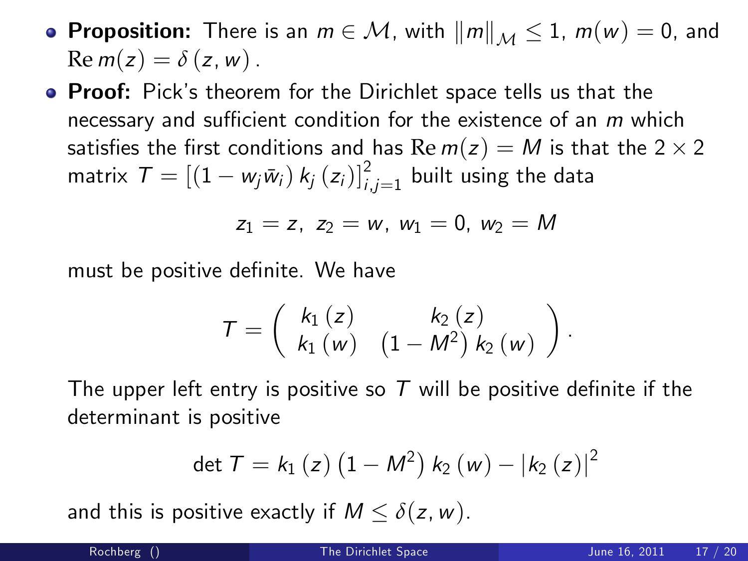- **Proposition:** There is an $m \in \mathcal{M}$, with $\|m\|_{\mathcal{M}} \leq 1$, $m(w) = 0$, and $\operatorname{Re} m(z) = \delta(z, w)$.
- **Proof:** Pick's theorem for the Dirichlet space tells us that the necessary and sufficient condition for the existence of an $m$ which satisfies the first conditions and has $\operatorname{Re} m(z) = M$ is that the $2 \times 2$ matrix $T = \left[ (1 - w_j \bar{w}_i) \, k_j(z_i) \right]_{i,j=1}^{2}$ built using the data

$$z_1 = z, \; z_2 = w, \; w_1 = 0, \; w_2 = M$$

must be positive definite. We have

$$T = \begin{pmatrix} k_1(z) & k_2(z) \\ k_1(w) & (1 - M^2) \, k_2(w) \end{pmatrix}.$$

The upper left entry is positive so $T$ will be positive definite if the determinant is positive

$$\det T = k_1(z) \left(1 - M^2\right) k_2(w) - |k_2(z)|^2$$

and this is positive exactly if $M \leq \delta(z, w)$.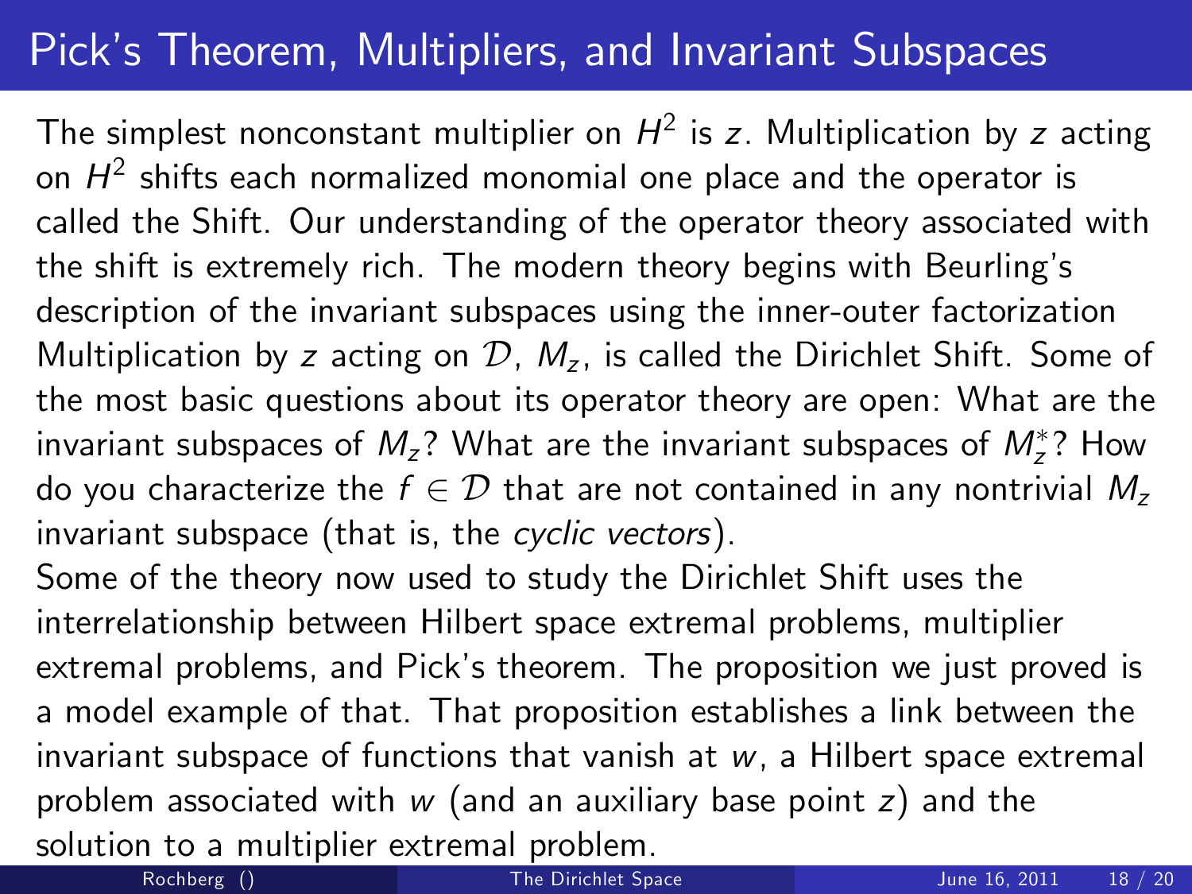# Pick's Theorem, Multipliers, and Invariant Subspaces

The simplest nonconstant multiplier on $H^2$ is $z$. Multiplication by $z$ acting on $H^2$ shifts each normalized monomial one place and the operator is called the Shift. Our understanding of the operator theory associated with the shift is extremely rich. The modern theory begins with Beurling's description of the invariant subspaces using the inner-outer factorization Multiplication by $z$ acting on $\mathcal{D}$, $M_z$, is called the Dirichlet Shift. Some of the most basic questions about its operator theory are open: What are the invariant subspaces of $M_z$? What are the invariant subspaces of $M_z^*$? How do you characterize the $f \in \mathcal{D}$ that are not contained in any nontrivial $M_z$ invariant subspace (that is, the *cyclic vectors*).

Some of the theory now used to study the Dirichlet Shift uses the interrelationship between Hilbert space extremal problems, multiplier extremal problems, and Pick's theorem. The proposition we just proved is a model example of that. That proposition establishes a link between the invariant subspace of functions that vanish at $w$, a Hilbert space extremal problem associated with $w$ (and an auxiliary base point $z$) and the solution to a multiplier extremal problem.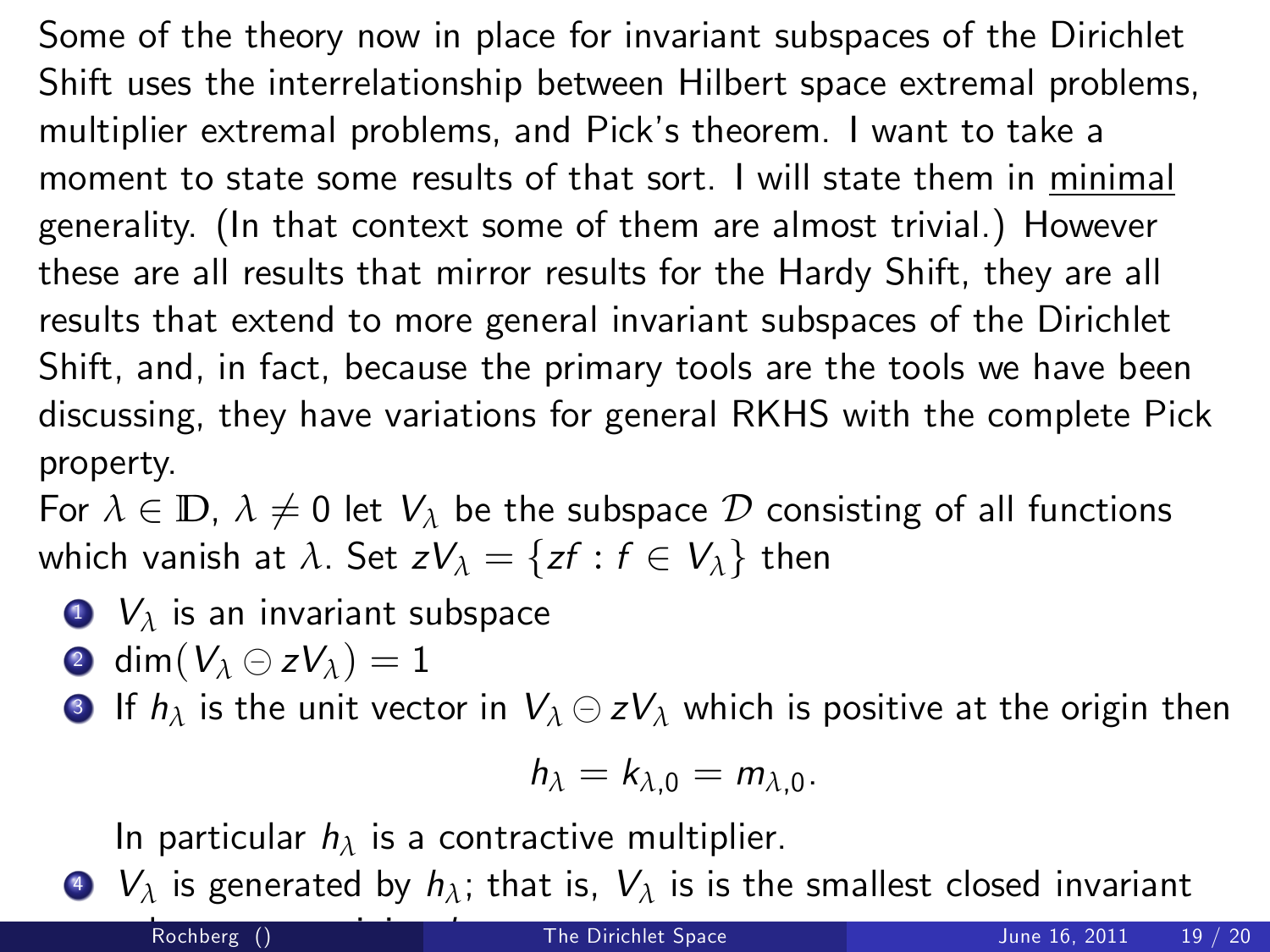Some of the theory now in place for invariant subspaces of the Dirichlet Shift uses the interrelationship between Hilbert space extremal problems, multiplier extremal problems, and Pick's theorem. I want to take a moment to state some results of that sort. I will state them in <u>minimal</u> generality. (In that context some of them are almost trivial.) However these are all results that mirror results for the Hardy Shift, they are all results that extend to more general invariant subspaces of the Dirichlet Shift, and, in fact, because the primary tools are the tools we have been discussing, they have variations for general RKHS with the complete Pick property.

For $\lambda \in \mathbb{D}$, $\lambda \neq 0$ let $V_\lambda$ be the subspace $\mathcal{D}$ consisting of all functions which vanish at $\lambda$. Set $zV_\lambda = \{zf : f \in V_\lambda\}$ then

1. $V_\lambda$ is an invariant subspace
2. $\dim(V_\lambda \ominus zV_\lambda) = 1$
3. If $h_\lambda$ is the unit vector in $V_\lambda \ominus zV_\lambda$ which is positive at the origin then

   $$h_\lambda = k_{\lambda,0} = m_{\lambda,0}.$$

   In particular $h_\lambda$ is a contractive multiplier.
4. $V_\lambda$ is generated by $h_\lambda$; that is, $V_\lambda$ is is the smallest closed invariant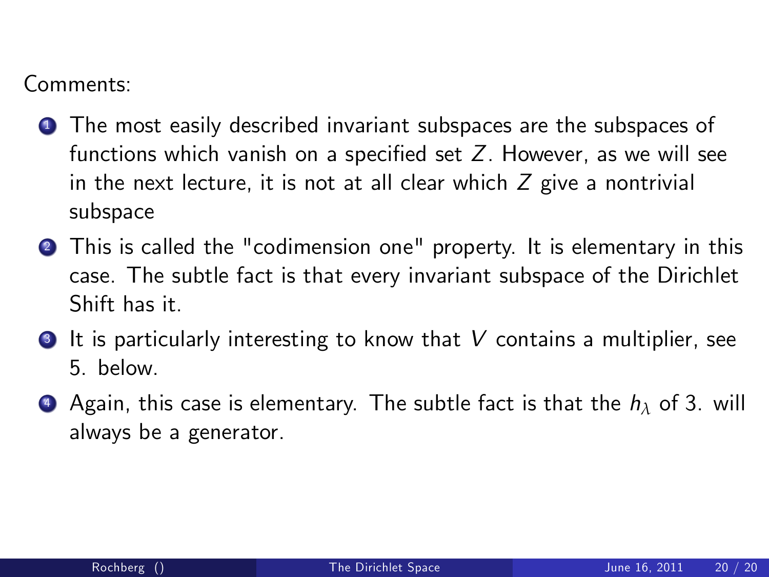Comments:

1. The most easily described invariant subspaces are the subspaces of functions which vanish on a specified set $Z$. However, as we will see in the next lecture, it is not at all clear which $Z$ give a nontrivial subspace
2. This is called the "codimension one" property. It is elementary in this case. The subtle fact is that every invariant subspace of the Dirichlet Shift has it.
3. It is particularly interesting to know that $V$ contains a multiplier, see 5. below.
4. Again, this case is elementary. The subtle fact is that the $h_\lambda$ of 3. will always be a generator.